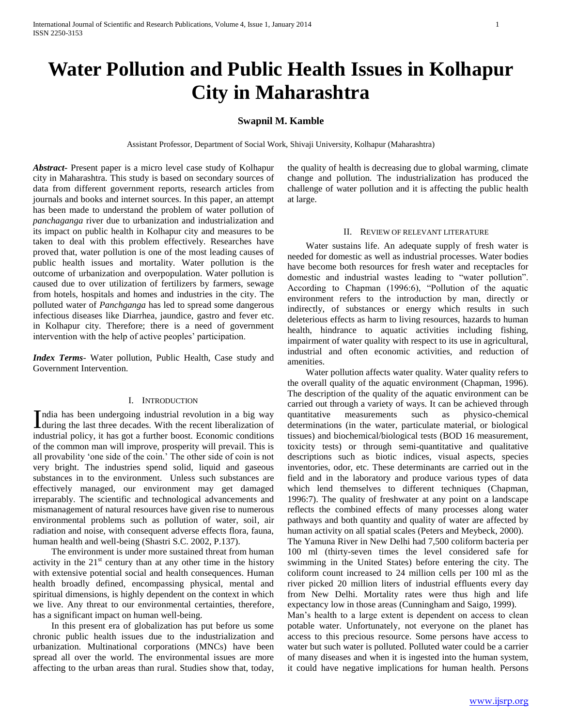# Water Pollution and Public Health Issues in Kolhapur City in Maharashtra

**Swapnil M. Kamble**

Assistant Professor, Department of Social Work, Shivaji University, Kolhapur (Maharashtra)

***Abstract-*** Present paper is a micro level case study of Kolhapur city in Maharashtra. This study is based on secondary sources of data from different government reports, research articles from journals and books and internet sources. In this paper, an attempt has been made to understand the problem of water pollution of *panchaganga* river due to urbanization and industrialization and its impact on public health in Kolhapur city and measures to be taken to deal with this problem effectively. Researches have proved that, water pollution is one of the most leading causes of public health issues and mortality. Water pollution is the outcome of urbanization and overpopulation. Water pollution is caused due to over utilization of fertilizers by farmers, sewage from hotels, hospitals and homes and industries in the city. The polluted water of *Panchganga* has led to spread some dangerous infectious diseases like Diarrhea, jaundice, gastro and fever etc. in Kolhapur city. Therefore; there is a need of government intervention with the help of active peoples' participation.

***Index Terms-*** Water pollution, Public Health, Case study and Government Intervention.

## I. Introduction

India has been undergoing industrial revolution in a big way during the last three decades. With the recent liberalization of industrial policy, it has got a further boost. Economic conditions of the common man will improve, prosperity will prevail. This is all provability 'one side of the coin.' The other side of coin is not very bright. The industries spend solid, liquid and gaseous substances in to the environment. Unless such substances are effectively managed, our environment may get damaged irreparably. The scientific and technological advancements and mismanagement of natural resources have given rise to numerous environmental problems such as pollution of water, soil, air radiation and noise, with consequent adverse effects flora, fauna, human health and well-being (Shastri S.C. 2002, P.137).

The environment is under more sustained threat from human activity in the 21st century than at any other time in the history with extensive potential social and health consequences. Human health broadly defined, encompassing physical, mental and spiritual dimensions, is highly dependent on the context in which we live. Any threat to our environmental certainties, therefore, has a significant impact on human well-being.

In this present era of globalization has put before us some chronic public health issues due to the industrialization and urbanization. Multinational corporations (MNCs) have been spread all over the world. The environmental issues are more affecting to the urban areas than rural. Studies show that, today, the quality of health is decreasing due to global warming, climate change and pollution. The industrialization has produced the challenge of water pollution and it is affecting the public health at large.

## II. Review of Relevant Literature

Water sustains life. An adequate supply of fresh water is needed for domestic as well as industrial processes. Water bodies have become both resources for fresh water and receptacles for domestic and industrial wastes leading to "water pollution". According to Chapman (1996:6), "Pollution of the aquatic environment refers to the introduction by man, directly or indirectly, of substances or energy which results in such deleterious effects as harm to living resources, hazards to human health, hindrance to aquatic activities including fishing, impairment of water quality with respect to its use in agricultural, industrial and often economic activities, and reduction of amenities.

Water pollution affects water quality. Water quality refers to the overall quality of the aquatic environment (Chapman, 1996). The description of the quality of the aquatic environment can be carried out through a variety of ways. It can be achieved through quantitative measurements such as physico-chemical determinations (in the water, particulate material, or biological tissues) and biochemical/biological tests (BOD 16 measurement, toxicity tests) or through semi-quantitative and qualitative descriptions such as biotic indices, visual aspects, species inventories, odor, etc. These determinants are carried out in the field and in the laboratory and produce various types of data which lend themselves to different techniques (Chapman, 1996:7). The quality of freshwater at any point on a landscape reflects the combined effects of many processes along water pathways and both quantity and quality of water are affected by human activity on all spatial scales (Peters and Meybeck, 2000).

The Yamuna River in New Delhi had 7,500 coliform bacteria per 100 ml (thirty-seven times the level considered safe for swimming in the United States) before entering the city. The coliform count increased to 24 million cells per 100 ml as the river picked 20 million liters of industrial effluents every day from New Delhi. Mortality rates were thus high and life expectancy low in those areas (Cunningham and Saigo, 1999).

Man's health to a large extent is dependent on access to clean potable water. Unfortunately, not everyone on the planet has access to this precious resource. Some persons have access to water but such water is polluted. Polluted water could be a carrier of many diseases and when it is ingested into the human system, it could have negative implications for human health. Persons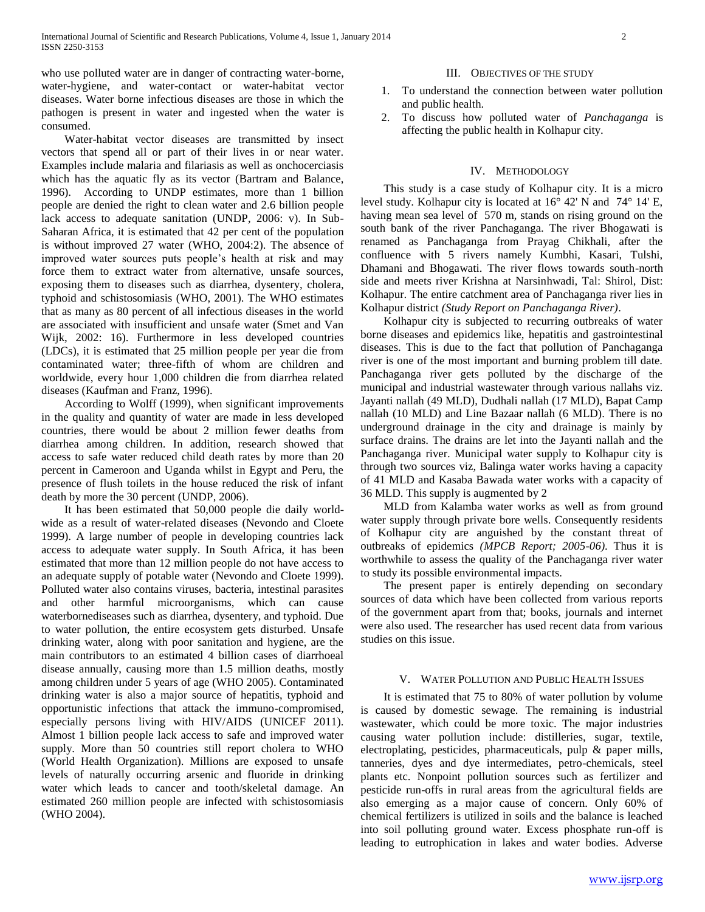who use polluted water are in danger of contracting water-borne, water-hygiene, and water-contact or water-habitat vector diseases. Water borne infectious diseases are those in which the pathogen is present in water and ingested when the water is consumed.

Water-habitat vector diseases are transmitted by insect vectors that spend all or part of their lives in or near water. Examples include malaria and filariasis as well as onchocerciasis which has the aquatic fly as its vector (Bartram and Balance, 1996). According to UNDP estimates, more than 1 billion people are denied the right to clean water and 2.6 billion people lack access to adequate sanitation (UNDP, 2006: v). In Sub-Saharan Africa, it is estimated that 42 per cent of the population is without improved 27 water (WHO, 2004:2). The absence of improved water sources puts people's health at risk and may force them to extract water from alternative, unsafe sources, exposing them to diseases such as diarrhea, dysentery, cholera, typhoid and schistosomiasis (WHO, 2001). The WHO estimates that as many as 80 percent of all infectious diseases in the world are associated with insufficient and unsafe water (Smet and Van Wijk, 2002: 16). Furthermore in less developed countries (LDCs), it is estimated that 25 million people per year die from contaminated water; three-fifth of whom are children and worldwide, every hour 1,000 children die from diarrhea related diseases (Kaufman and Franz, 1996).

According to Wolff (1999), when significant improvements in the quality and quantity of water are made in less developed countries, there would be about 2 million fewer deaths from diarrhea among children. In addition, research showed that access to safe water reduced child death rates by more than 20 percent in Cameroon and Uganda whilst in Egypt and Peru, the presence of flush toilets in the house reduced the risk of infant death by more the 30 percent (UNDP, 2006).

It has been estimated that 50,000 people die daily world-wide as a result of water-related diseases (Nevondo and Cloete 1999). A large number of people in developing countries lack access to adequate water supply. In South Africa, it has been estimated that more than 12 million people do not have access to an adequate supply of potable water (Nevondo and Cloete 1999). Polluted water also contains viruses, bacteria, intestinal parasites and other harmful microorganisms, which can cause waterbornediseases such as diarrhea, dysentery, and typhoid. Due to water pollution, the entire ecosystem gets disturbed. Unsafe drinking water, along with poor sanitation and hygiene, are the main contributors to an estimated 4 billion cases of diarrhoeal disease annually, causing more than 1.5 million deaths, mostly among children under 5 years of age (WHO 2005). Contaminated drinking water is also a major source of hepatitis, typhoid and opportunistic infections that attack the immuno-compromised, especially persons living with HIV/AIDS (UNICEF 2011). Almost 1 billion people lack access to safe and improved water supply. More than 50 countries still report cholera to WHO (World Health Organization). Millions are exposed to unsafe levels of naturally occurring arsenic and fluoride in drinking water which leads to cancer and tooth/skeletal damage. An estimated 260 million people are infected with schistosomiasis (WHO 2004).

## III. Objectives of the Study

1. To understand the connection between water pollution and public health.
2. To discuss how polluted water of *Panchaganga* is affecting the public health in Kolhapur city.

## IV. Methodology

This study is a case study of Kolhapur city. It is a micro level study. Kolhapur city is located at 16° 42' N and 74° 14' E, having mean sea level of 570 m, stands on rising ground on the south bank of the river Panchaganga. The river Bhogawati is renamed as Panchaganga from Prayag Chikhali, after the confluence with 5 rivers namely Kumbhi, Kasari, Tulshi, Dhamani and Bhogawati. The river flows towards south-north side and meets river Krishna at Narsinhwadi, Tal: Shirol, Dist: Kolhapur. The entire catchment area of Panchaganga river lies in Kolhapur district *(Study Report on Panchaganga River)*.

Kolhapur city is subjected to recurring outbreaks of water borne diseases and epidemics like, hepatitis and gastrointestinal diseases. This is due to the fact that pollution of Panchaganga river is one of the most important and burning problem till date. Panchaganga river gets polluted by the discharge of the municipal and industrial wastewater through various nallahs viz. Jayanti nallah (49 MLD), Dudhali nallah (17 MLD), Bapat Camp nallah (10 MLD) and Line Bazaar nallah (6 MLD). There is no underground drainage in the city and drainage is mainly by surface drains. The drains are let into the Jayanti nallah and the Panchaganga river. Municipal water supply to Kolhapur city is through two sources viz, Balinga water works having a capacity of 41 MLD and Kasaba Bawada water works with a capacity of 36 MLD. This supply is augmented by 2

MLD from Kalamba water works as well as from ground water supply through private bore wells. Consequently residents of Kolhapur city are anguished by the constant threat of outbreaks of epidemics *(MPCB Report; 2005-06)*. Thus it is worthwhile to assess the quality of the Panchaganga river water to study its possible environmental impacts.

The present paper is entirely depending on secondary sources of data which have been collected from various reports of the government apart from that; books, journals and internet were also used. The researcher has used recent data from various studies on this issue.

## V. Water Pollution and Public Health Issues

It is estimated that 75 to 80% of water pollution by volume is caused by domestic sewage. The remaining is industrial wastewater, which could be more toxic. The major industries causing water pollution include: distilleries, sugar, textile, electroplating, pesticides, pharmaceuticals, pulp & paper mills, tanneries, dyes and dye intermediates, petro-chemicals, steel plants etc. Nonpoint pollution sources such as fertilizer and pesticide run-offs in rural areas from the agricultural fields are also emerging as a major cause of concern. Only 60% of chemical fertilizers is utilized in soils and the balance is leached into soil polluting ground water. Excess phosphate run-off is leading to eutrophication in lakes and water bodies. Adverse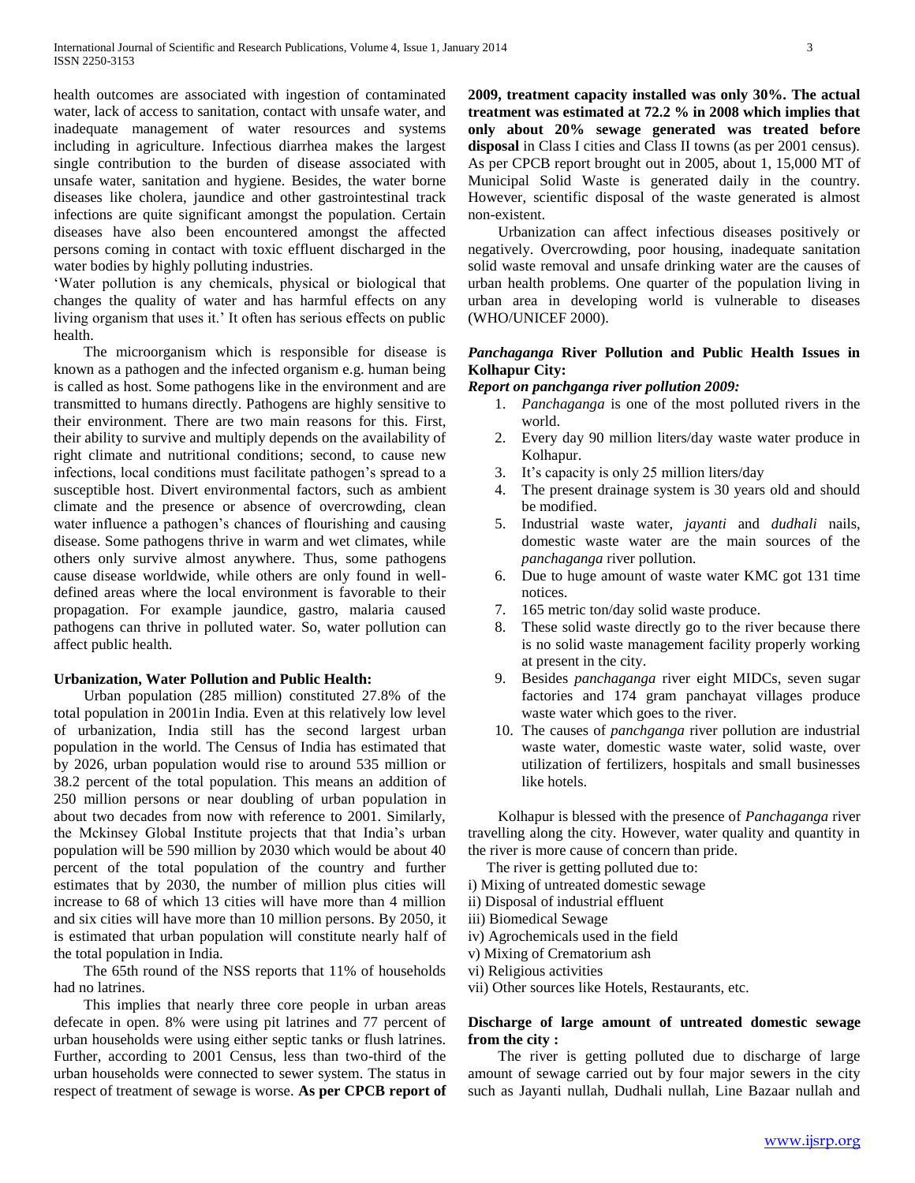health outcomes are associated with ingestion of contaminated water, lack of access to sanitation, contact with unsafe water, and inadequate management of water resources and systems including in agriculture. Infectious diarrhea makes the largest single contribution to the burden of disease associated with unsafe water, sanitation and hygiene. Besides, the water borne diseases like cholera, jaundice and other gastrointestinal track infections are quite significant amongst the population. Certain diseases have also been encountered amongst the affected persons coming in contact with toxic effluent discharged in the water bodies by highly polluting industries.

'Water pollution is any chemicals, physical or biological that changes the quality of water and has harmful effects on any living organism that uses it.' It often has serious effects on public health.

The microorganism which is responsible for disease is known as a pathogen and the infected organism e.g. human being is called as host. Some pathogens like in the environment and are transmitted to humans directly. Pathogens are highly sensitive to their environment. There are two main reasons for this. First, their ability to survive and multiply depends on the availability of right climate and nutritional conditions; second, to cause new infections, local conditions must facilitate pathogen's spread to a susceptible host. Divert environmental factors, such as ambient climate and the presence or absence of overcrowding, clean water influence a pathogen's chances of flourishing and causing disease. Some pathogens thrive in warm and wet climates, while others only survive almost anywhere. Thus, some pathogens cause disease worldwide, while others are only found in well-defined areas where the local environment is favorable to their propagation. For example jaundice, gastro, malaria caused pathogens can thrive in polluted water. So, water pollution can affect public health.

**Urbanization, Water Pollution and Public Health:**

Urban population (285 million) constituted 27.8% of the total population in 2001in India. Even at this relatively low level of urbanization, India still has the second largest urban population in the world. The Census of India has estimated that by 2026, urban population would rise to around 535 million or 38.2 percent of the total population. This means an addition of 250 million persons or near doubling of urban population in about two decades from now with reference to 2001. Similarly, the Mckinsey Global Institute projects that that India's urban population will be 590 million by 2030 which would be about 40 percent of the total population of the country and further estimates that by 2030, the number of million plus cities will increase to 68 of which 13 cities will have more than 4 million and six cities will have more than 10 million persons. By 2050, it is estimated that urban population will constitute nearly half of the total population in India.

The 65th round of the NSS reports that 11% of households had no latrines.

This implies that nearly three core people in urban areas defecate in open. 8% were using pit latrines and 77 percent of urban households were using either septic tanks or flush latrines. Further, according to 2001 Census, less than two-third of the urban households were connected to sewer system. The status in respect of treatment of sewage is worse. **As per CPCB report of 2009, treatment capacity installed was only 30%. The actual treatment was estimated at 72.2 % in 2008 which implies that only about 20% sewage generated was treated before disposal** in Class I cities and Class II towns (as per 2001 census). As per CPCB report brought out in 2005, about 1, 15,000 MT of Municipal Solid Waste is generated daily in the country. However, scientific disposal of the waste generated is almost non-existent.

Urbanization can affect infectious diseases positively or negatively. Overcrowding, poor housing, inadequate sanitation solid waste removal and unsafe drinking water are the causes of urban health problems. One quarter of the population living in urban area in developing world is vulnerable to diseases (WHO/UNICEF 2000).

**_Panchaganga_ River Pollution and Public Health Issues in Kolhapur City:**

***Report on panchganga river pollution 2009:***

1. *Panchaganga* is one of the most polluted rivers in the world.
2. Every day 90 million liters/day waste water produce in Kolhapur.
3. It's capacity is only 25 million liters/day
4. The present drainage system is 30 years old and should be modified.
5. Industrial waste water, *jayanti* and *dudhali* nails, domestic waste water are the main sources of the *panchaganga* river pollution.
6. Due to huge amount of waste water KMC got 131 time notices.
7. 165 metric ton/day solid waste produce.
8. These solid waste directly go to the river because there is no solid waste management facility properly working at present in the city.
9. Besides *panchaganga* river eight MIDCs, seven sugar factories and 174 gram panchayat villages produce waste water which goes to the river.
10. The causes of *panchganga* river pollution are industrial waste water, domestic waste water, solid waste, over utilization of fertilizers, hospitals and small businesses like hotels.

Kolhapur is blessed with the presence of *Panchaganga* river travelling along the city. However, water quality and quantity in the river is more cause of concern than pride.

The river is getting polluted due to:

i) Mixing of untreated domestic sewage  
ii) Disposal of industrial effluent  
iii) Biomedical Sewage  
iv) Agrochemicals used in the field  
v) Mixing of Crematorium ash  
vi) Religious activities  
vii) Other sources like Hotels, Restaurants, etc.

**Discharge of large amount of untreated domestic sewage from the city :**

The river is getting polluted due to discharge of large amount of sewage carried out by four major sewers in the city such as Jayanti nullah, Dudhali nullah, Line Bazaar nullah and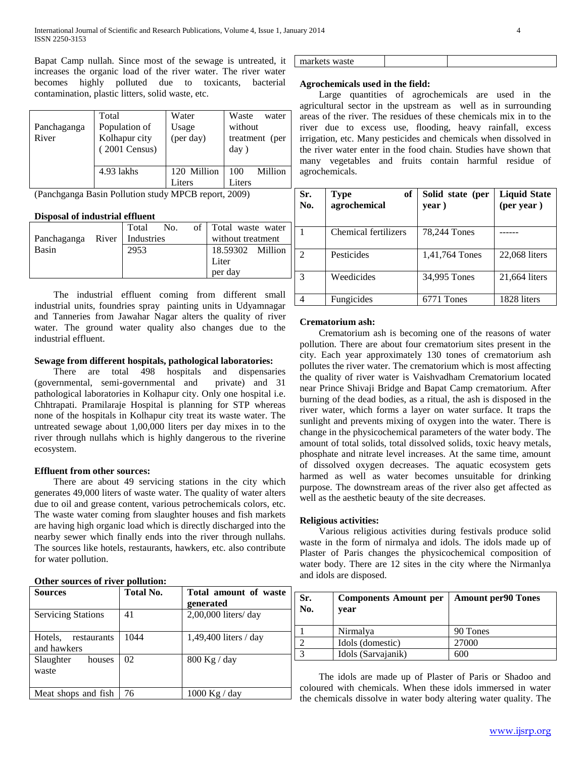Bapat Camp nullah. Since most of the sewage is untreated, it increases the organic load of the river water. The river water becomes highly polluted due to toxicants, bacterial contamination, plastic litters, solid waste, etc.

| Panchaganga River | Total Population of Kolhapur city (2001 Census) | Water Usage (per day) | Waste water without treatment (per day) |
|---|---|---|---|
| | 4.93 lakhs | 120 Million Liters | 100 Million Liters |

(Panchganga Basin Pollution study MPCB report, 2009)

**Disposal of industrial effluent**

| Panchaganga River Basin | Total No. of Industries | Total waste water without treatment |
|---|---|---|
| | 2953 | 18.59302 Million Liter per day |

The industrial effluent coming from different small industrial units, foundries spray painting units in Udyamnagar and Tanneries from Jawahar Nagar alters the quality of river water. The ground water quality also changes due to the industrial effluent.

**Sewage from different hospitals, pathological laboratories:**

There are total 498 hospitals and dispensaries (governmental, semi-governmental and private) and 31 pathological laboratories in Kolhapur city. Only one hospital i.e. Chhtrapati. Pramilaraje Hospital is planning for STP whereas none of the hospitals in Kolhapur city treat its waste water. The untreated sewage about 1,00,000 liters per day mixes in to the river through nullahs which is highly dangerous to the riverine ecosystem.

**Effluent from other sources:**

There are about 49 servicing stations in the city which generates 49,000 liters of waste water. The quality of water alters due to oil and grease content, various petrochemicals colors, etc. The waste water coming from slaughter houses and fish markets are having high organic load which is directly discharged into the nearby sewer which finally ends into the river through nullahs. The sources like hotels, restaurants, hawkers, etc. also contribute for water pollution.

**Other sources of river pollution:**

| Sources | Total No. | Total amount of waste generated |
|---|---|---|
| Servicing Stations | 41 | 2,00,000 liters/ day |
| Hotels, restaurants and hawkers | 1044 | 1,49,400 liters / day |
| Slaughter houses waste | 02 | 800 Kg / day |
| Meat shops and fish markets waste | 76 | 1000 Kg / day |

**Agrochemicals used in the field:**

Large quantities of agrochemicals are used in the agricultural sector in the upstream as well as in surrounding areas of the river. The residues of these chemicals mix in to the river due to excess use, flooding, heavy rainfall, excess irrigation, etc. Many pesticides and chemicals when dissolved in the river water enter in the food chain. Studies have shown that many vegetables and fruits contain harmful residue of agrochemicals.

| Sr. No. | Type of agrochemical | Solid state (per year ) | Liquid State (per year ) |
|---|---|---|---|
| 1 | Chemical fertilizers | 78,244 Tones | ------ |
| 2 | Pesticides | 1,41,764 Tones | 22,068 liters |
| 3 | Weedicides | 34,995 Tones | 21,664 liters |
| 4 | Fungicides | 6771 Tones | 1828 liters |

**Crematorium ash:**

Crematorium ash is becoming one of the reasons of water pollution. There are about four crematorium sites present in the city. Each year approximately 130 tones of crematorium ash pollutes the river water. The crematorium which is most affecting the quality of river water is Vaishvadham Crematorium located near Prince Shivaji Bridge and Bapat Camp crematorium. After burning of the dead bodies, as a ritual, the ash is disposed in the river water, which forms a layer on water surface. It traps the sunlight and prevents mixing of oxygen into the water. There is change in the physicochemical parameters of the water body. The amount of total solids, total dissolved solids, toxic heavy metals, phosphate and nitrate level increases. At the same time, amount of dissolved oxygen decreases. The aquatic ecosystem gets harmed as well as water becomes unsuitable for drinking purpose. The downstream areas of the river also get affected as well as the aesthetic beauty of the site decreases.

**Religious activities:**

Various religious activities during festivals produce solid waste in the form of nirmalya and idols. The idols made up of Plaster of Paris changes the physicochemical composition of water body. There are 12 sites in the city where the Nirmanlya and idols are disposed.

| Sr. No. | Components Amount per year | Amount per90 Tones |
|---|---|---|
| 1 | Nirmalya | 90 Tones |
| 2 | Idols (domestic) | 27000 |
| 3 | Idols (Sarvajanik) | 600 |

The idols are made up of Plaster of Paris or Shadoo and coloured with chemicals. When these idols immersed in water the chemicals dissolve in water body altering water quality. The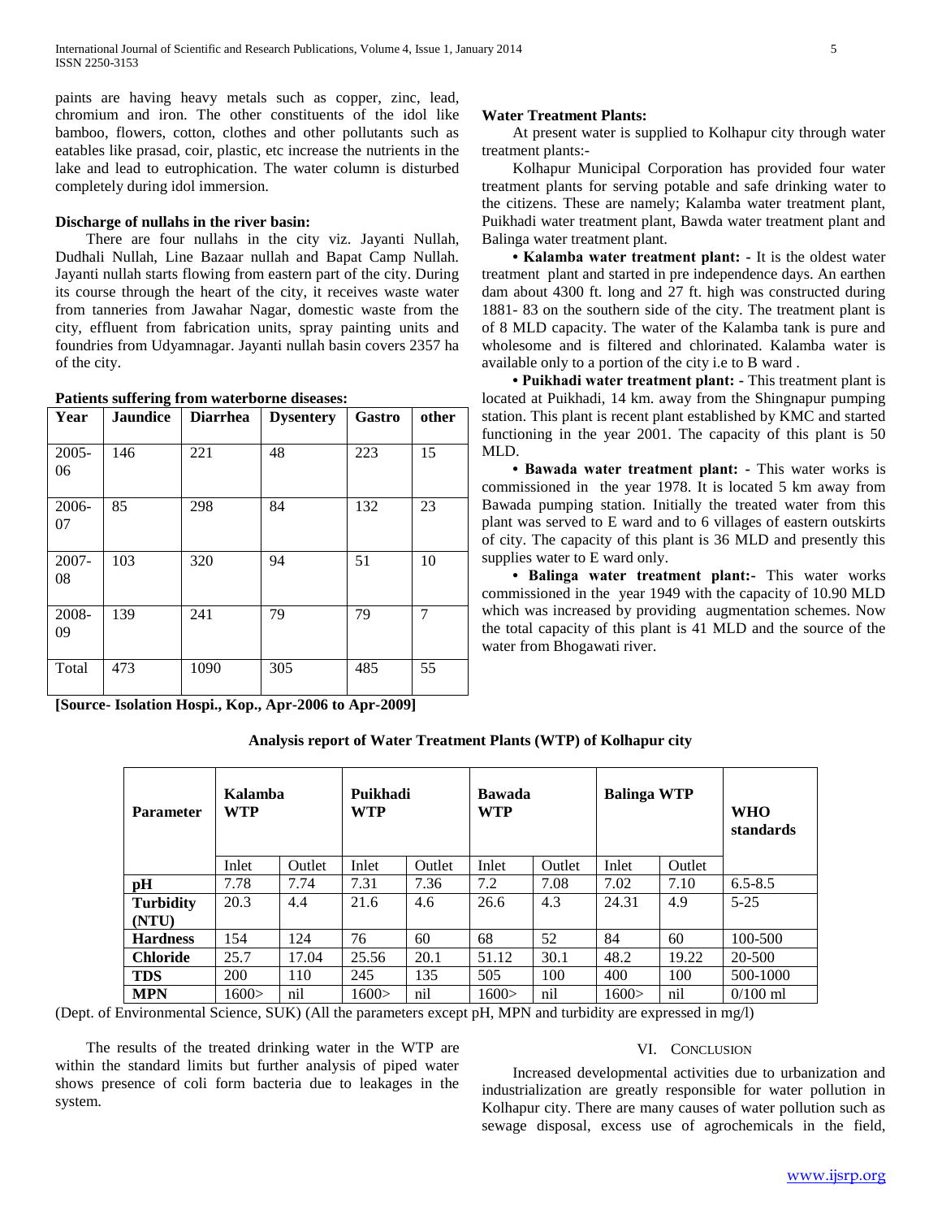paints are having heavy metals such as copper, zinc, lead, chromium and iron. The other constituents of the idol like bamboo, flowers, cotton, clothes and other pollutants such as eatables like prasad, coir, plastic, etc increase the nutrients in the lake and lead to eutrophication. The water column is disturbed completely during idol immersion.

**Discharge of nullahs in the river basin:**

There are four nullahs in the city viz. Jayanti Nullah, Dudhali Nullah, Line Bazaar nullah and Bapat Camp Nullah. Jayanti nullah starts flowing from eastern part of the city. During its course through the heart of the city, it receives waste water from tanneries from Jawahar Nagar, domestic waste from the city, effluent from fabrication units, spray painting units and foundries from Udyamnagar. Jayanti nullah basin covers 2357 ha of the city.

**Patients suffering from waterborne diseases:**

| Year | Jaundice | Diarrhea | Dysentery | Gastro | other |
|---|---|---|---|---|---|
| 2005-06 | 146 | 221 | 48 | 223 | 15 |
| 2006-07 | 85 | 298 | 84 | 132 | 23 |
| 2007-08 | 103 | 320 | 94 | 51 | 10 |
| 2008-09 | 139 | 241 | 79 | 79 | 7 |
| Total | 473 | 1090 | 305 | 485 | 55 |

**[Source- Isolation Hospi., Kop., Apr-2006 to Apr-2009]**

**Water Treatment Plants:**

At present water is supplied to Kolhapur city through water treatment plants:-

Kolhapur Municipal Corporation has provided four water treatment plants for serving potable and safe drinking water to the citizens. These are namely; Kalamba water treatment plant, Puikhadi water treatment plant, Bawda water treatment plant and Balinga water treatment plant.

- **Kalamba water treatment plant: -** It is the oldest water treatment plant and started in pre independence days. An earthen dam about 4300 ft. long and 27 ft. high was constructed during 1881- 83 on the southern side of the city. The treatment plant is of 8 MLD capacity. The water of the Kalamba tank is pure and wholesome and is filtered and chlorinated. Kalamba water is available only to a portion of the city i.e to B ward .
- **Puikhadi water treatment plant: -** This treatment plant is located at Puikhadi, 14 km. away from the Shingnapur pumping station. This plant is recent plant established by KMC and started functioning in the year 2001. The capacity of this plant is 50 MLD.
- **Bawada water treatment plant: -** This water works is commissioned in the year 1978. It is located 5 km away from Bawada pumping station. Initially the treated water from this plant was served to E ward and to 6 villages of eastern outskirts of city. The capacity of this plant is 36 MLD and presently this supplies water to E ward only.
- **Balinga water treatment plant:-** This water works commissioned in the year 1949 with the capacity of 10.90 MLD which was increased by providing augmentation schemes. Now the total capacity of this plant is 41 MLD and the source of the water from Bhogawati river.

**Analysis report of Water Treatment Plants (WTP) of Kolhapur city**

| Parameter | Kalamba WTP | | Puikhadi WTP | | Bawada WTP | | Balinga WTP | | WHO standards |
|---|---|---|---|---|---|---|---|---|---|
| | Inlet | Outlet | Inlet | Outlet | Inlet | Outlet | Inlet | Outlet | |
| **pH** | 7.78 | 7.74 | 7.31 | 7.36 | 7.2 | 7.08 | 7.02 | 7.10 | 6.5-8.5 |
| **Turbidity (NTU)** | 20.3 | 4.4 | 21.6 | 4.6 | 26.6 | 4.3 | 24.31 | 4.9 | 5-25 |
| **Hardness** | 154 | 124 | 76 | 60 | 68 | 52 | 84 | 60 | 100-500 |
| **Chloride** | 25.7 | 17.04 | 25.56 | 20.1 | 51.12 | 30.1 | 48.2 | 19.22 | 20-500 |
| **TDS** | 200 | 110 | 245 | 135 | 505 | 100 | 400 | 100 | 500-1000 |
| **MPN** | 1600> | nil | 1600> | nil | 1600> | nil | 1600> | nil | 0/100 ml |

(Dept. of Environmental Science, SUK) (All the parameters except pH, MPN and turbidity are expressed in mg/l)

The results of the treated drinking water in the WTP are within the standard limits but further analysis of piped water shows presence of coli form bacteria due to leakages in the system.

## VI. Conclusion

Increased developmental activities due to urbanization and industrialization are greatly responsible for water pollution in Kolhapur city. There are many causes of water pollution such as sewage disposal, excess use of agrochemicals in the field,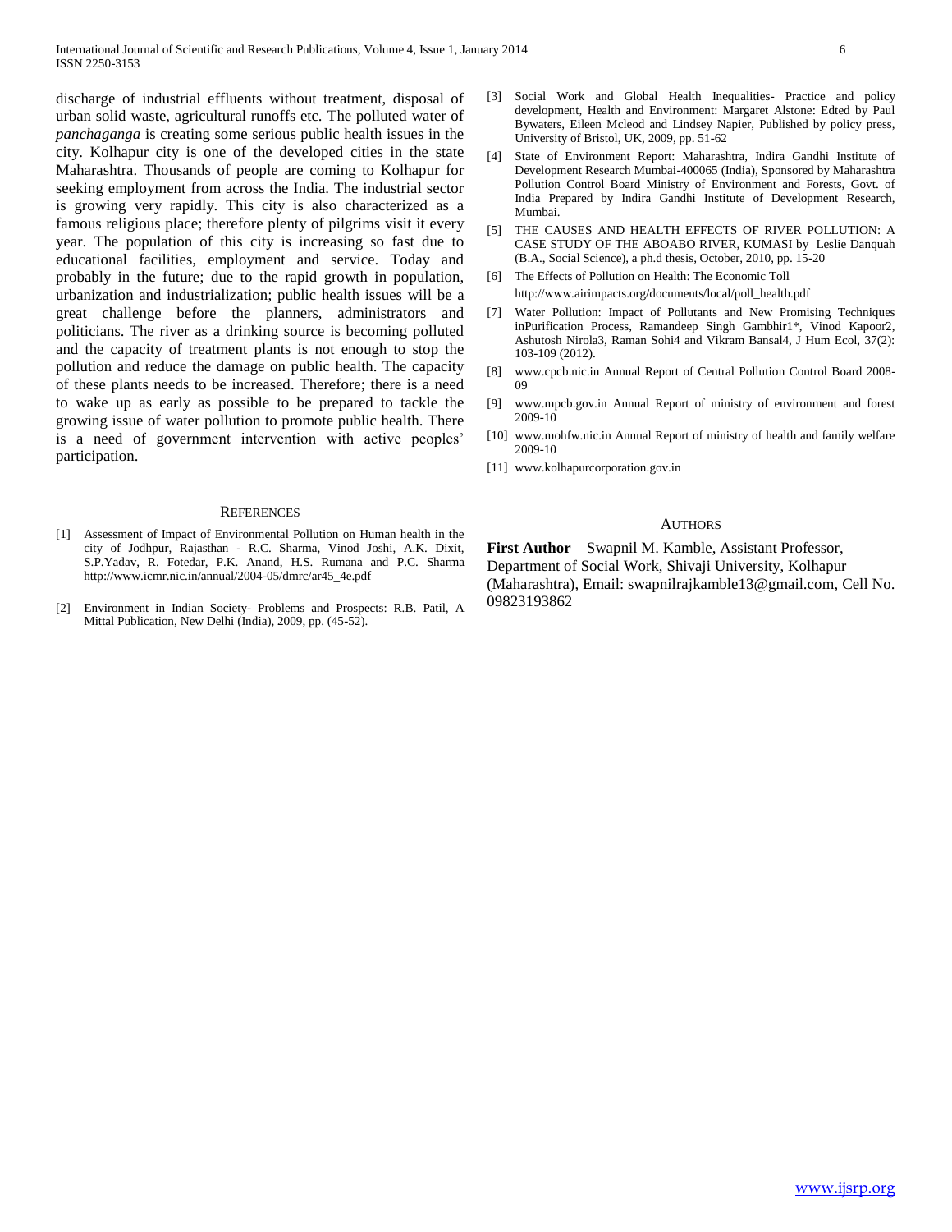discharge of industrial effluents without treatment, disposal of urban solid waste, agricultural runoffs etc. The polluted water of *panchaganga* is creating some serious public health issues in the city. Kolhapur city is one of the developed cities in the state Maharashtra. Thousands of people are coming to Kolhapur for seeking employment from across the India. The industrial sector is growing very rapidly. This city is also characterized as a famous religious place; therefore plenty of pilgrims visit it every year. The population of this city is increasing so fast due to educational facilities, employment and service. Today and probably in the future; due to the rapid growth in population, urbanization and industrialization; public health issues will be a great challenge before the planners, administrators and politicians. The river as a drinking source is becoming polluted and the capacity of treatment plants is not enough to stop the pollution and reduce the damage on public health. The capacity of these plants needs to be increased. Therefore; there is a need to wake up as early as possible to be prepared to tackle the growing issue of water pollution to promote public health. There is a need of government intervention with active peoples' participation.

## References

[1] Assessment of Impact of Environmental Pollution on Human health in the city of Jodhpur, Rajasthan - R.C. Sharma, Vinod Joshi, A.K. Dixit, S.P.Yadav, R. Fotedar, P.K. Anand, H.S. Rumana and P.C. Sharma http://www.icmr.nic.in/annual/2004-05/dmrc/ar45_4e.pdf

[2] Environment in Indian Society- Problems and Prospects: R.B. Patil, A Mittal Publication, New Delhi (India), 2009, pp. (45-52).

[3] Social Work and Global Health Inequalities- Practice and policy development, Health and Environment: Margaret Alstone: Edted by Paul Bywaters, Eileen Mcleod and Lindsey Napier, Published by policy press, University of Bristol, UK, 2009, pp. 51-62

[4] State of Environment Report: Maharashtra, Indira Gandhi Institute of Development Research Mumbai-400065 (India), Sponsored by Maharashtra Pollution Control Board Ministry of Environment and Forests, Govt. of India Prepared by Indira Gandhi Institute of Development Research, Mumbai.

[5] THE CAUSES AND HEALTH EFFECTS OF RIVER POLLUTION: A CASE STUDY OF THE ABOABO RIVER, KUMASI by Leslie Danquah (B.A., Social Science), a ph.d thesis, October, 2010, pp. 15-20

[6] The Effects of Pollution on Health: The Economic Toll http://www.airimpacts.org/documents/local/poll_health.pdf

[7] Water Pollution: Impact of Pollutants and New Promising Techniques inPurification Process, Ramandeep Singh Gambhir1*, Vinod Kapoor2, Ashutosh Nirola3, Raman Sohi4 and Vikram Bansal4, J Hum Ecol, 37(2): 103-109 (2012).

[8] www.cpcb.nic.in Annual Report of Central Pollution Control Board 2008-09

[9] www.mpcb.gov.in Annual Report of ministry of environment and forest 2009-10

[10] www.mohfw.nic.in Annual Report of ministry of health and family welfare 2009-10

[11] www.kolhapurcorporation.gov.in

## Authors

**First Author** – Swapnil M. Kamble, Assistant Professor, Department of Social Work, Shivaji University, Kolhapur (Maharashtra), Email: swapnilrajkamble13@gmail.com, Cell No. 09823193862